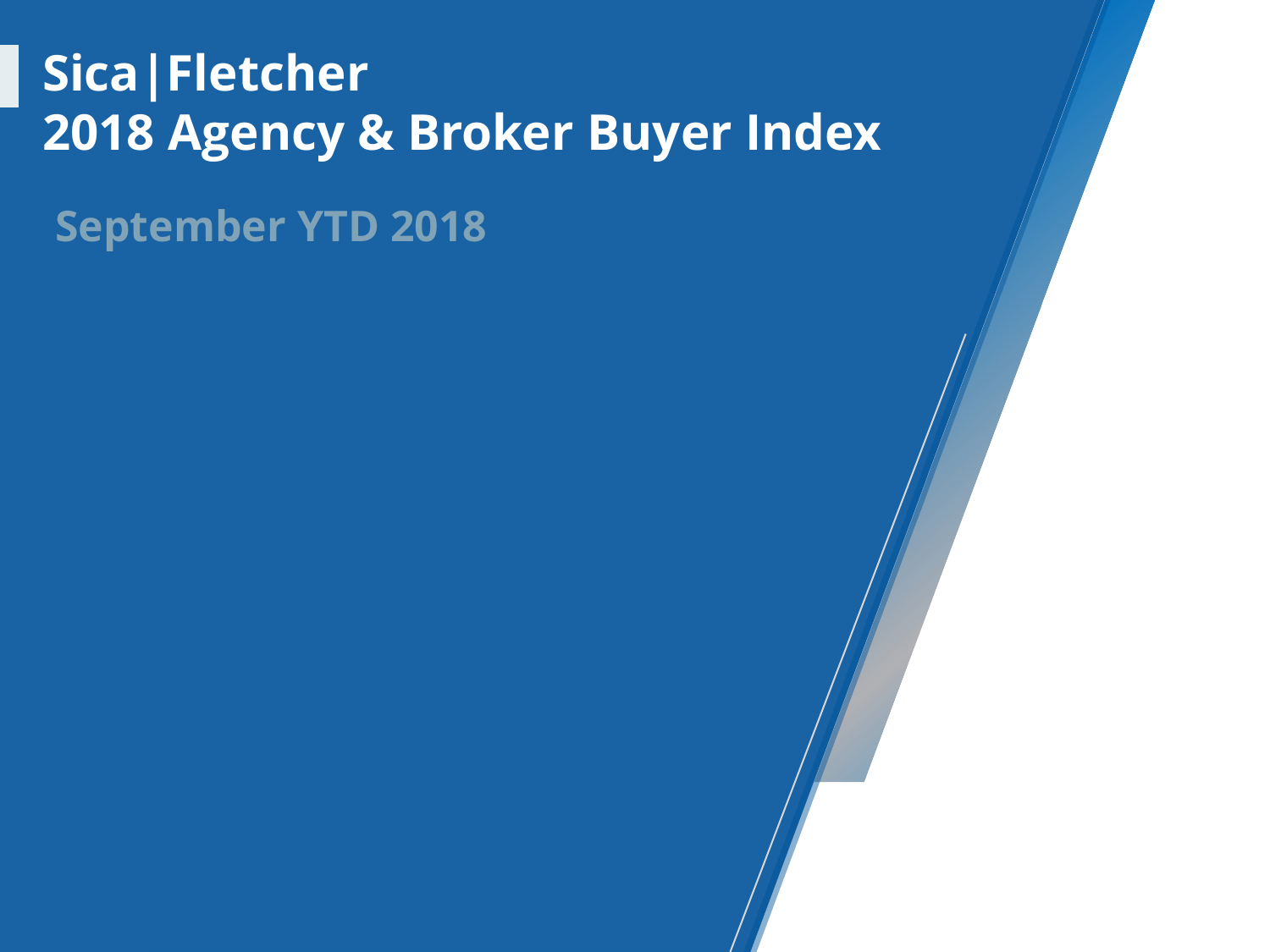# Sica|Fletcher
# 2018 Agency & Broker Buyer Index

## September YTD 2018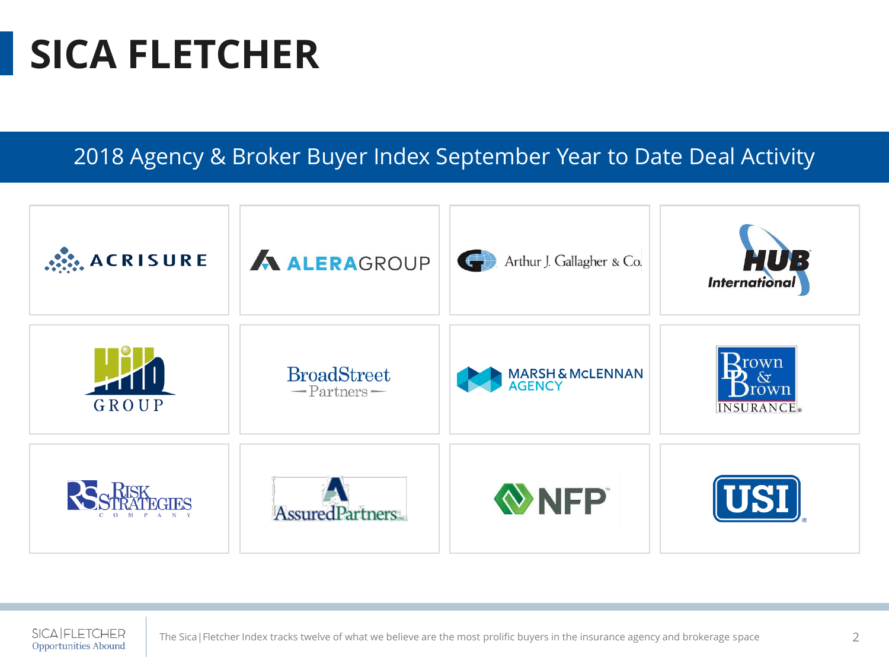# SICA FLETCHER

## 2018 Agency & Broker Buyer Index September Year to Date Deal Activity

| | | | |
|---|---|---|---|
| ACRISURE | ALERAGROUP | Arthur J. Gallagher & Co. | HUB International |
| Hilb GROUP | BroadStreet Partners | MARSH & McLENNAN AGENCY | Brown & Brown INSURANCE |
| Risk Strategies Company | AssuredPartners | NFP | USI |

The Sica|Fletcher Index tracks twelve of what we believe are the most prolific buyers in the insurance agency and brokerage space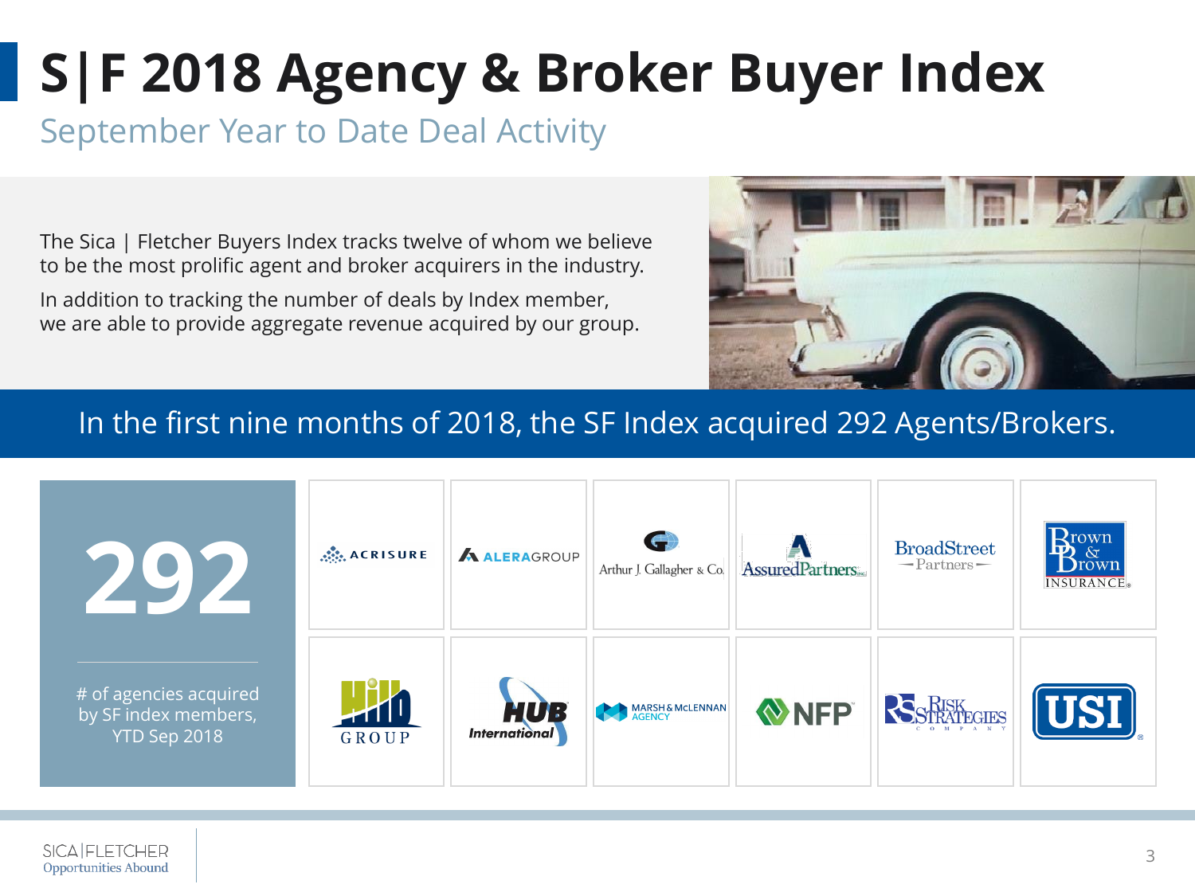# S|F 2018 Agency & Broker Buyer Index

## September Year to Date Deal Activity

The Sica | Fletcher Buyers Index tracks twelve of whom we believe to be the most prolific agent and broker acquirers in the industry.

In addition to tracking the number of deals by Index member, we are able to provide aggregate revenue acquired by our group.

**In the first nine months of 2018, the SF Index acquired 292 Agents/Brokers.**

**292**

# of agencies acquired by SF index members, YTD Sep 2018

- ACRISURE
- ALERAGROUP
- Arthur J. Gallagher & Co.
- AssuredPartners
- BroadStreet Partners
- Brown & Brown Insurance
- Hilb Group
- HUB International
- Marsh & McLennan Agency
- NFP
- Risk Strategies Company
- USI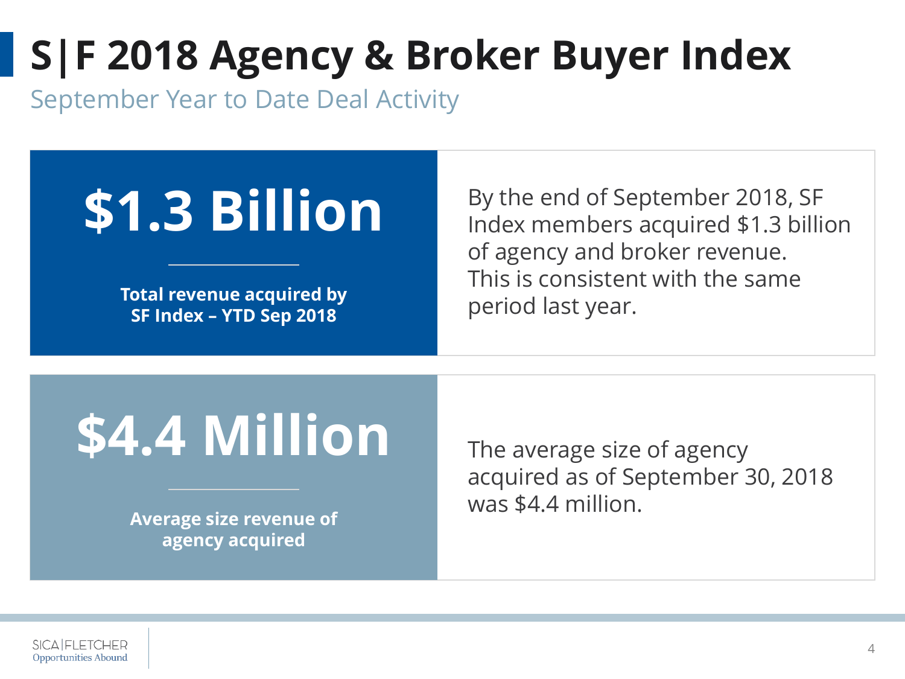# S|F 2018 Agency & Broker Buyer Index

September Year to Date Deal Activity

## $1.3 Billion

**Total revenue acquired by SF Index – YTD Sep 2018**

By the end of September 2018, SF Index members acquired $1.3 billion of agency and broker revenue. This is consistent with the same period last year.

## $4.4 Million

**Average size revenue of agency acquired**

The average size of agency acquired as of September 30, 2018 was $4.4 million.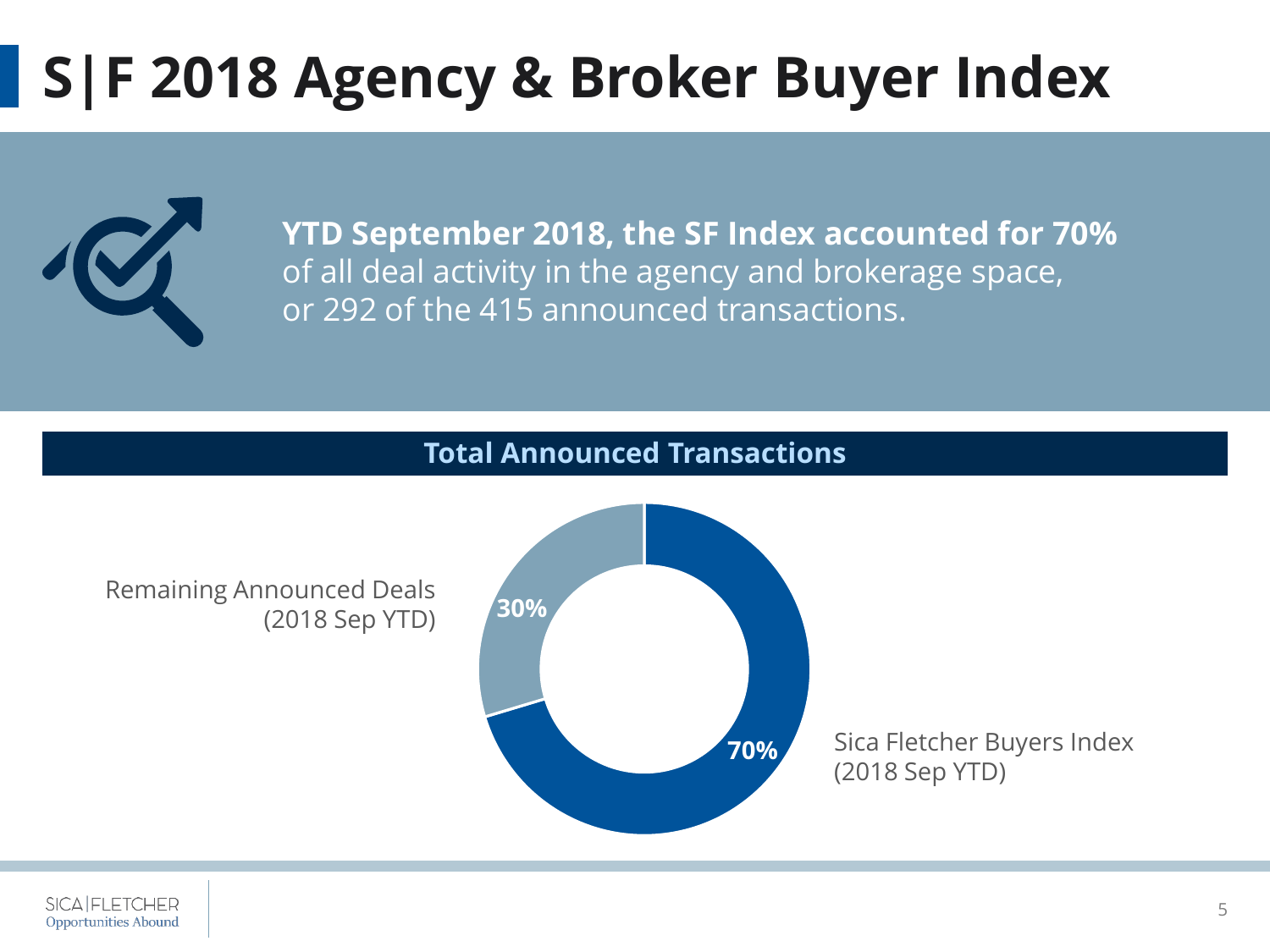# S|F 2018 Agency & Broker Buyer Index

**YTD September 2018, the SF Index accounted for 70%** of all deal activity in the agency and brokerage space, or 292 of the 415 announced transactions.

## Total Announced Transactions

Remaining Announced Deals (2018 Sep YTD)

30%

70%

Sica Fletcher Buyers Index (2018 Sep YTD)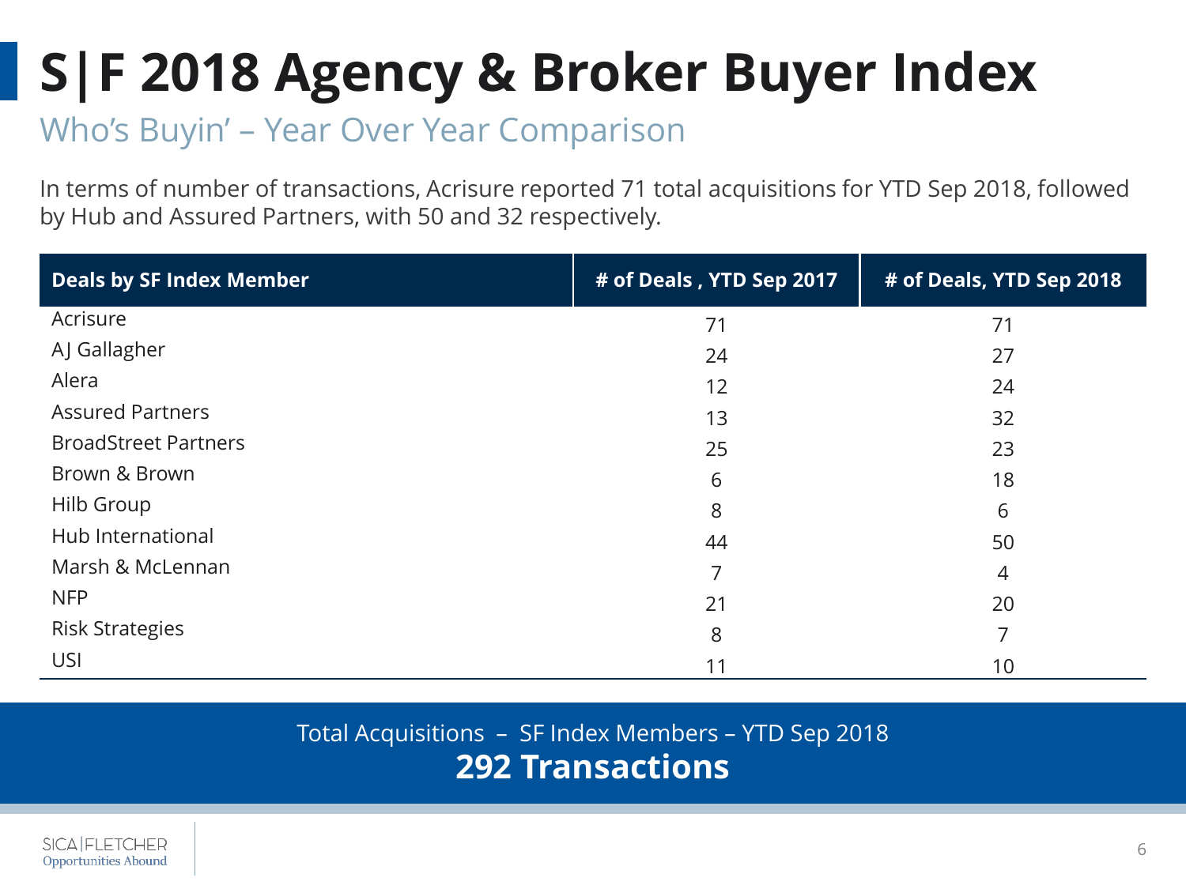# S|F 2018 Agency & Broker Buyer Index

## Who's Buyin' – Year Over Year Comparison

In terms of number of transactions, Acrisure reported 71 total acquisitions for YTD Sep 2018, followed by Hub and Assured Partners, with 50 and 32 respectively.

| Deals by SF Index Member | # of Deals , YTD Sep 2017 | # of Deals, YTD Sep 2018 |
|---|---|---|
| Acrisure | 71 | 71 |
| AJ Gallagher | 24 | 27 |
| Alera | 12 | 24 |
| Assured Partners | 13 | 32 |
| BroadStreet Partners | 25 | 23 |
| Brown & Brown | 6 | 18 |
| Hilb Group | 8 | 6 |
| Hub International | 44 | 50 |
| Marsh & McLennan | 7 | 4 |
| NFP | 21 | 20 |
| Risk Strategies | 8 | 7 |
| USI | 11 | 10 |

Total Acquisitions – SF Index Members – YTD Sep 2018

**292 Transactions**

SICA|FLETCHER
Opportunities Abound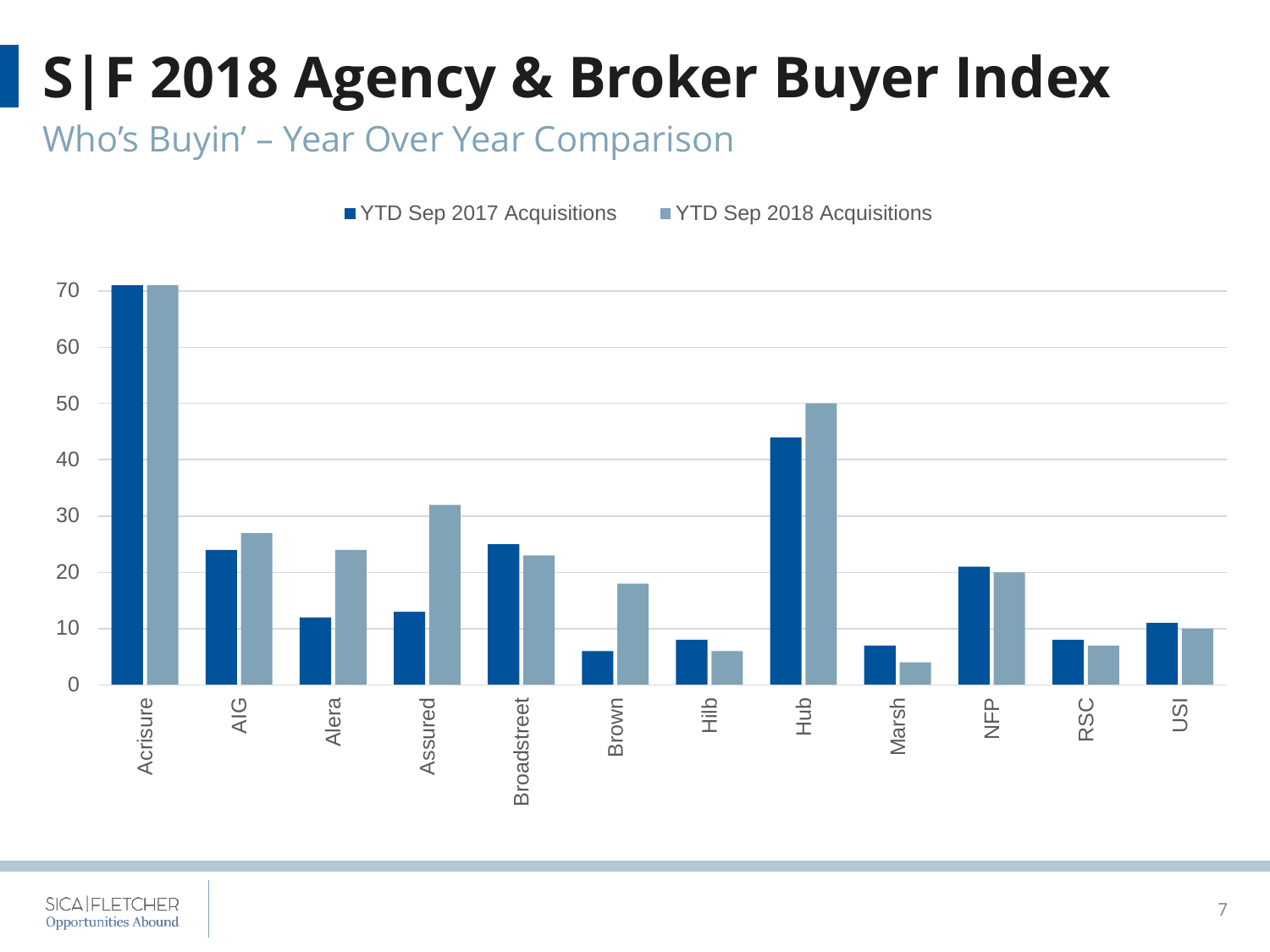# S|F 2018 Agency & Broker Buyer Index

## Who's Buyin' – Year Over Year Comparison

| Buyer | YTD Sep 2017 Acquisitions | YTD Sep 2018 Acquisitions |
|---|---|---|
| Acrisure | 71 | 71 |
| AIG | 24 | 27 |
| Alera | 12 | 24 |
| Assured | 13 | 32 |
| Broadstreet | 25 | 23 |
| Brown | 6 | 18 |
| Hilb | 8 | 6 |
| Hub | 44 | 50 |
| Marsh | 7 | 4 |
| NFP | 21 | 20 |
| RSC | 8 | 7 |
| USI | 11 | 10 |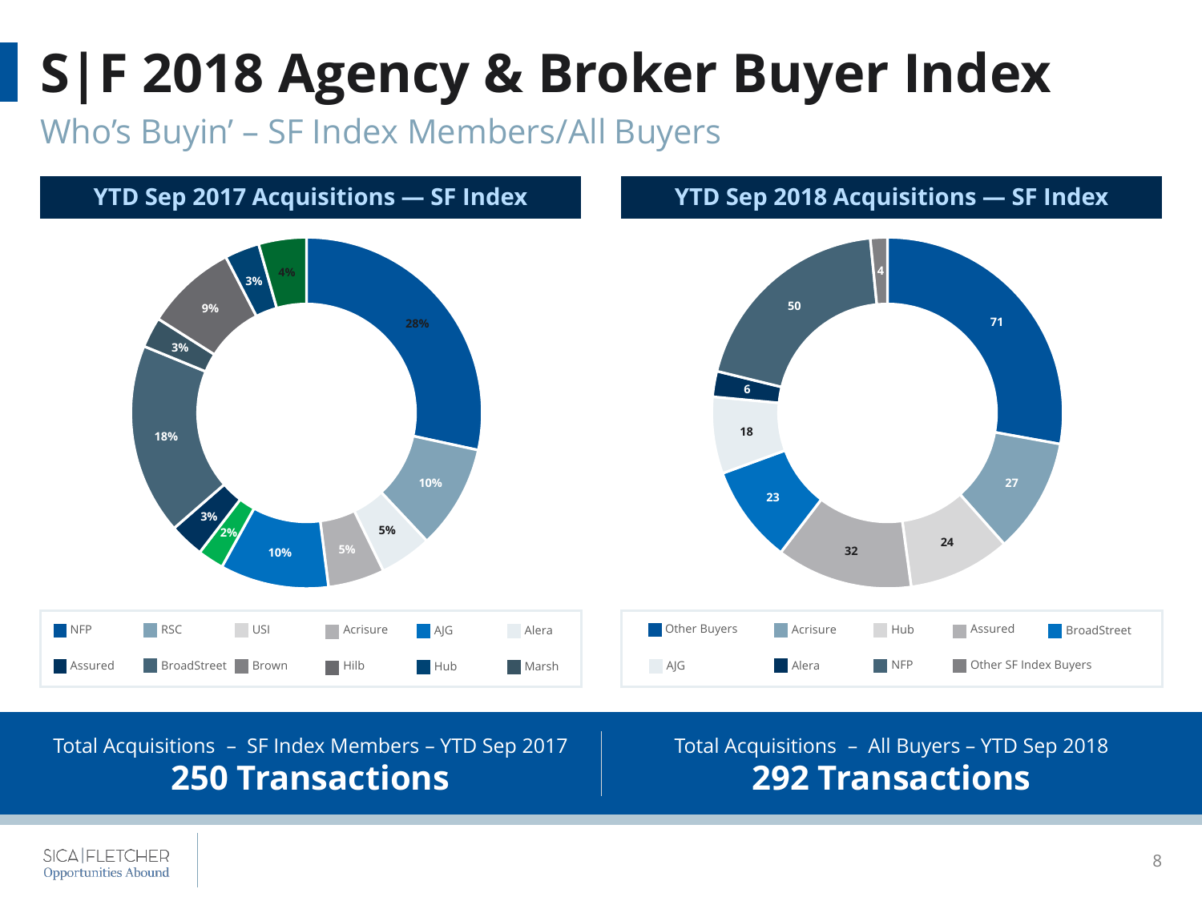# S|F 2018 Agency & Broker Buyer Index

## Who's Buyin' – SF Index Members/All Buyers

### YTD Sep 2017 Acquisitions — SF Index

| Buyer | Share |
|---|---|
| NFP | 28% |
| RSC | 10% |
| USI | 5% |
| Acrisure | 5% |
| AJG | 10% |
| Alera | 2% |
| Assured | 3% |
| BroadStreet | 18% |
| Brown | 3% |
| Hilb | 9% |
| Hub | 3% |
| Marsh | 4% |

### YTD Sep 2018 Acquisitions — SF Index

| Buyer | Transactions |
|---|---|
| Other Buyers | 71 |
| Acrisure | 27 |
| Hub | 24 |
| Assured | 32 |
| BroadStreet | 23 |
| AJG | 18 |
| Alera | 6 |
| NFP | 50 |
| Other SF Index Buyers | 4 |

Total Acquisitions – SF Index Members – YTD Sep 2017
**250 Transactions**

Total Acquisitions – All Buyers – YTD Sep 2018
**292 Transactions**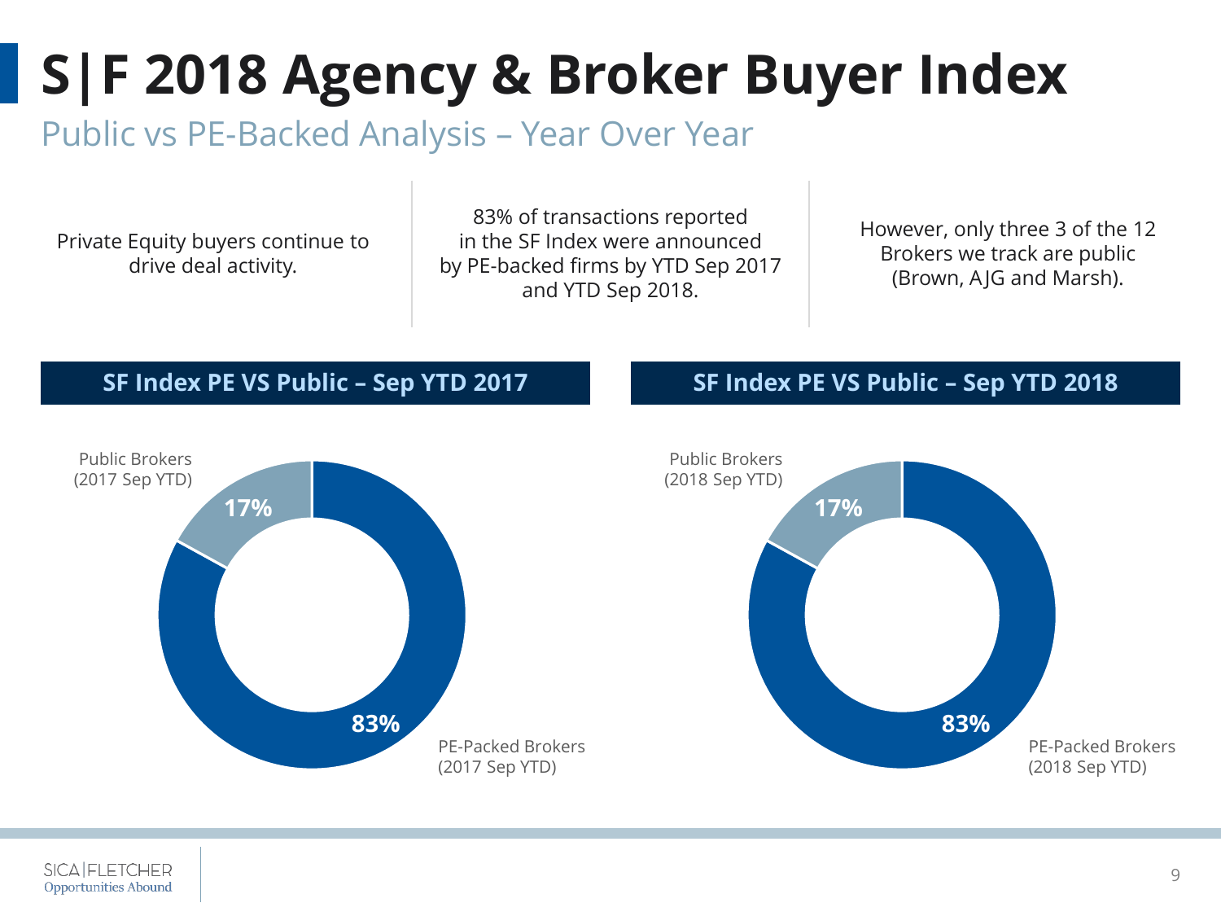# S|F 2018 Agency & Broker Buyer Index

## Public vs PE-Backed Analysis – Year Over Year

Private Equity buyers continue to drive deal activity.

83% of transactions reported in the SF Index were announced by PE-backed firms by YTD Sep 2017 and YTD Sep 2018.

However, only three 3 of the 12 Brokers we track are public (Brown, AJG and Marsh).

### SF Index PE VS Public – Sep YTD 2017

Public Brokers (2017 Sep YTD): 17%

PE-Packed Brokers (2017 Sep YTD): 83%

### SF Index PE VS Public – Sep YTD 2018

Public Brokers (2018 Sep YTD): 17%

PE-Packed Brokers (2018 Sep YTD): 83%

SICA|FLETCHER
Opportunities Abound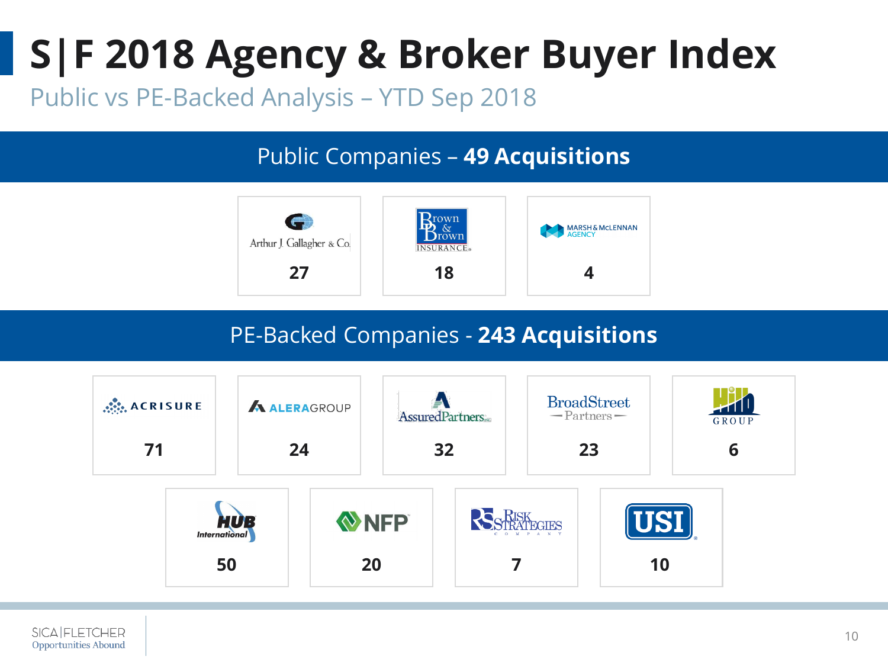# S|F 2018 Agency & Broker Buyer Index

Public vs PE-Backed Analysis – YTD Sep 2018

## Public Companies – **49 Acquisitions**

| Company | Acquisitions |
| --- | --- |
| Arthur J. Gallagher & Co. | 27 |
| Brown & Brown Insurance | 18 |
| Marsh & McLennan Agency | 4 |

## PE-Backed Companies - **243 Acquisitions**

| Company | Acquisitions |
| --- | --- |
| Acrisure | 71 |
| AleraGroup | 24 |
| AssuredPartners | 32 |
| BroadStreet Partners | 23 |
| Hilb Group | 6 |
| HUB International | 50 |
| NFP | 20 |
| Risk Strategies Company | 7 |
| USI | 10 |

SICA|FLETCHER Opportunities Abound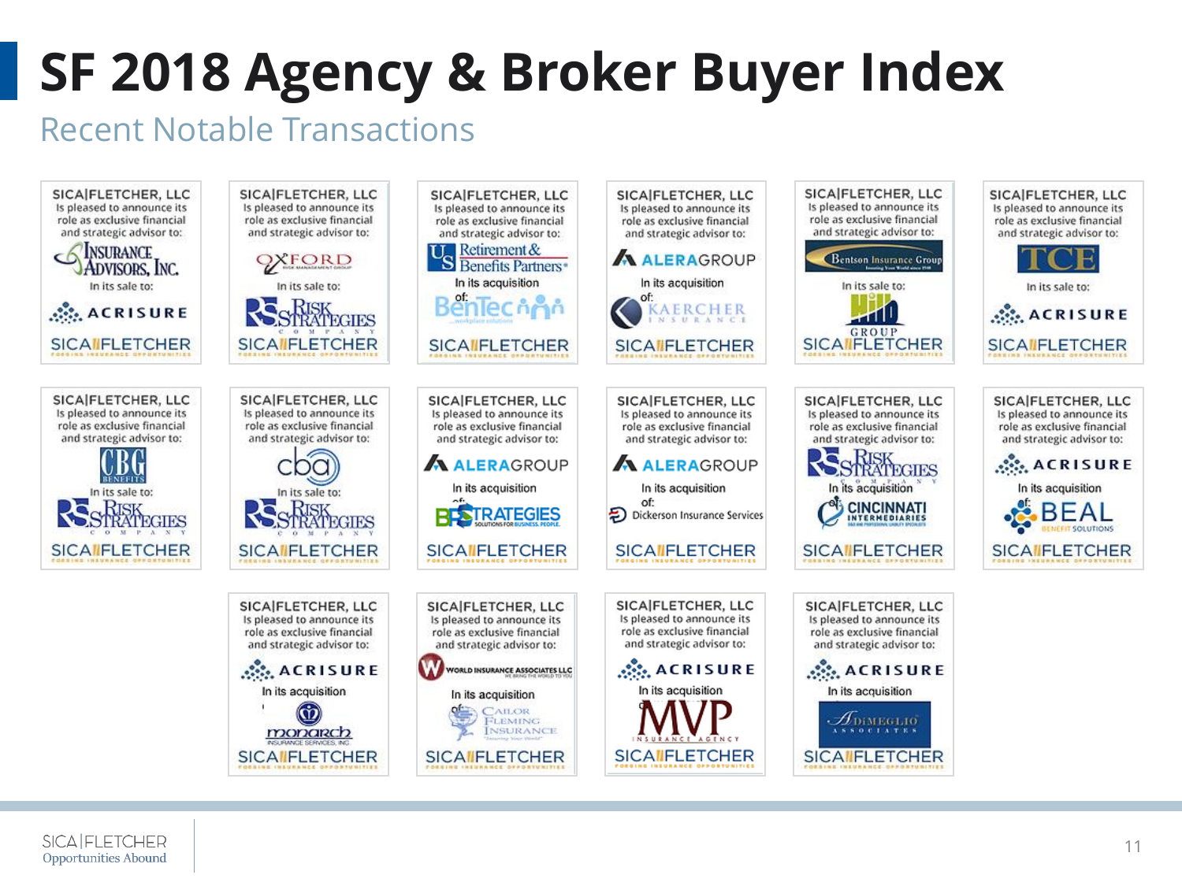# SF 2018 Agency & Broker Buyer Index

## Recent Notable Transactions

SICA|FLETCHER, LLC
Is pleased to announce its role as exclusive financial and strategic advisor to:
Insurance Advisors, Inc.
In its sale to:
ACRISURE
SICA FLETCHER

SICA|FLETCHER, LLC
Is pleased to announce its role as exclusive financial and strategic advisor to:
OXFORD
In its sale to:
Risk Strategies Company
SICA FLETCHER

SICA|FLETCHER, LLC
Is pleased to announce its role as exclusive financial and strategic advisor to:
US Retirement & Benefits Partners
In its acquisition of:
BenTec
SICA FLETCHER

SICA|FLETCHER, LLC
Is pleased to announce its role as exclusive financial and strategic advisor to:
ALERAGROUP
In its acquisition of:
KAERCHER INSURANCE
SICA FLETCHER

SICA|FLETCHER, LLC
Is pleased to announce its role as exclusive financial and strategic advisor to:
Bentson Insurance Group
In its sale to:
Hub Group
SICA FLETCHER

SICA|FLETCHER, LLC
Is pleased to announce its role as exclusive financial and strategic advisor to:
TCE
In its sale to:
ACRISURE
SICA FLETCHER

SICA|FLETCHER, LLC
Is pleased to announce its role as exclusive financial and strategic advisor to:
CBG Benefits
In its sale to:
Risk Strategies Company
SICA FLETCHER

SICA|FLETCHER, LLC
Is pleased to announce its role as exclusive financial and strategic advisor to:
cba
In its sale to:
Risk Strategies Company
SICA FLETCHER

SICA|FLETCHER, LLC
Is pleased to announce its role as exclusive financial and strategic advisor to:
ALERAGROUP
In its acquisition of:
BF Strategies
SICA FLETCHER

SICA|FLETCHER, LLC
Is pleased to announce its role as exclusive financial and strategic advisor to:
ALERAGROUP
In its acquisition of:
Dickerson Insurance Services
SICA FLETCHER

SICA|FLETCHER, LLC
Is pleased to announce its role as exclusive financial and strategic advisor to:
Risk Strategies Company
In its acquisition of:
Cincinnati Intermediaries
SICA FLETCHER

SICA|FLETCHER, LLC
Is pleased to announce its role as exclusive financial and strategic advisor to:
ACRISURE
In its acquisition of:
BEAL Benefit Solutions
SICA FLETCHER

SICA|FLETCHER, LLC
Is pleased to announce its role as exclusive financial and strategic advisor to:
ACRISURE
In its acquisition
Monarch Insurance Services, Inc.
SICA FLETCHER

SICA|FLETCHER, LLC
Is pleased to announce its role as exclusive financial and strategic advisor to:
World Insurance Associates LLC
In its acquisition of:
Cailor Fleming Insurance
SICA FLETCHER

SICA|FLETCHER, LLC
Is pleased to announce its role as exclusive financial and strategic advisor to:
ACRISURE
In its acquisition
MVP Insurance Agency
SICA FLETCHER

SICA|FLETCHER, LLC
Is pleased to announce its role as exclusive financial and strategic advisor to:
ACRISURE
In its acquisition
DiMeglio Associates
SICA FLETCHER